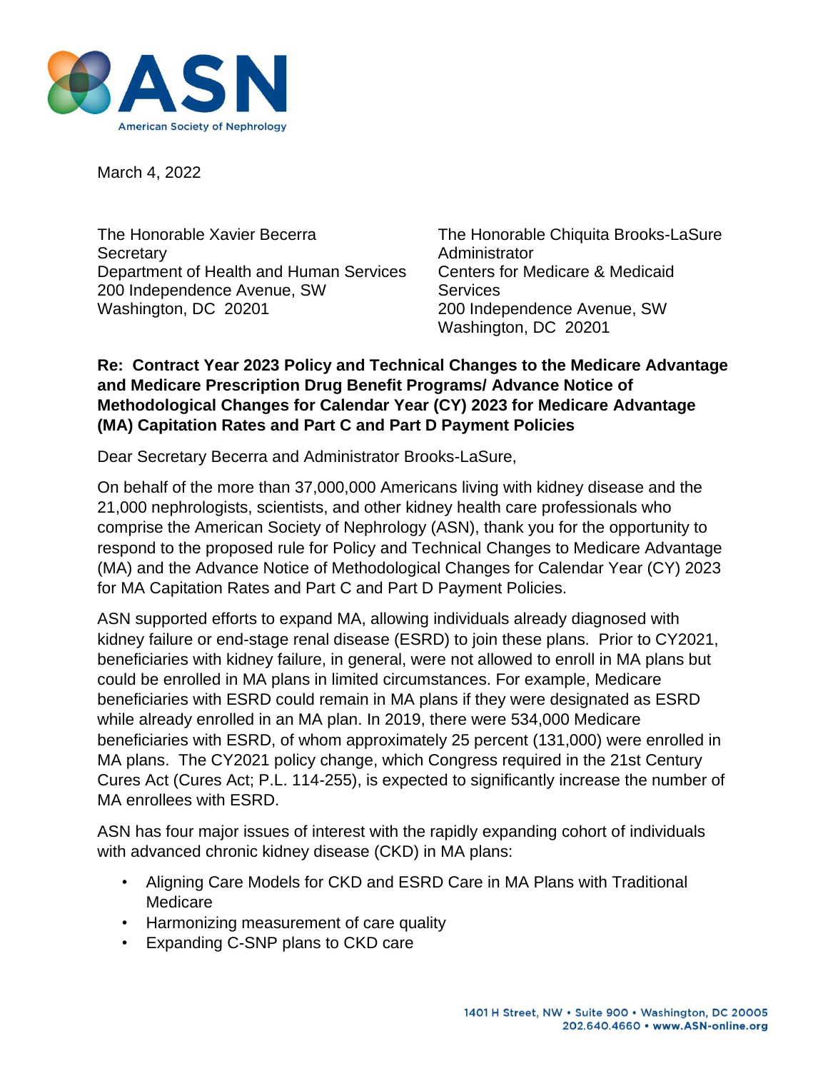**ASN**
American Society of Nephrology

March 4, 2022

The Honorable Xavier Becerra
Secretary
Department of Health and Human Services
200 Independence Avenue, SW
Washington, DC 20201

The Honorable Chiquita Brooks-LaSure
Administrator
Centers for Medicare & Medicaid Services
200 Independence Avenue, SW
Washington, DC 20201

**Re: Contract Year 2023 Policy and Technical Changes to the Medicare Advantage and Medicare Prescription Drug Benefit Programs/ Advance Notice of Methodological Changes for Calendar Year (CY) 2023 for Medicare Advantage (MA) Capitation Rates and Part C and Part D Payment Policies**

Dear Secretary Becerra and Administrator Brooks-LaSure,

On behalf of the more than 37,000,000 Americans living with kidney disease and the 21,000 nephrologists, scientists, and other kidney health care professionals who comprise the American Society of Nephrology (ASN), thank you for the opportunity to respond to the proposed rule for Policy and Technical Changes to Medicare Advantage (MA) and the Advance Notice of Methodological Changes for Calendar Year (CY) 2023 for MA Capitation Rates and Part C and Part D Payment Policies.

ASN supported efforts to expand MA, allowing individuals already diagnosed with kidney failure or end-stage renal disease (ESRD) to join these plans. Prior to CY2021, beneficiaries with kidney failure, in general, were not allowed to enroll in MA plans but could be enrolled in MA plans in limited circumstances. For example, Medicare beneficiaries with ESRD could remain in MA plans if they were designated as ESRD while already enrolled in an MA plan. In 2019, there were 534,000 Medicare beneficiaries with ESRD, of whom approximately 25 percent (131,000) were enrolled in MA plans. The CY2021 policy change, which Congress required in the 21st Century Cures Act (Cures Act; P.L. 114-255), is expected to significantly increase the number of MA enrollees with ESRD.

ASN has four major issues of interest with the rapidly expanding cohort of individuals with advanced chronic kidney disease (CKD) in MA plans:

- Aligning Care Models for CKD and ESRD Care in MA Plans with Traditional Medicare
- Harmonizing measurement of care quality
- Expanding C-SNP plans to CKD care

1401 H Street, NW • Suite 900 • Washington, DC 20005
202.640.4660 • www.ASN-online.org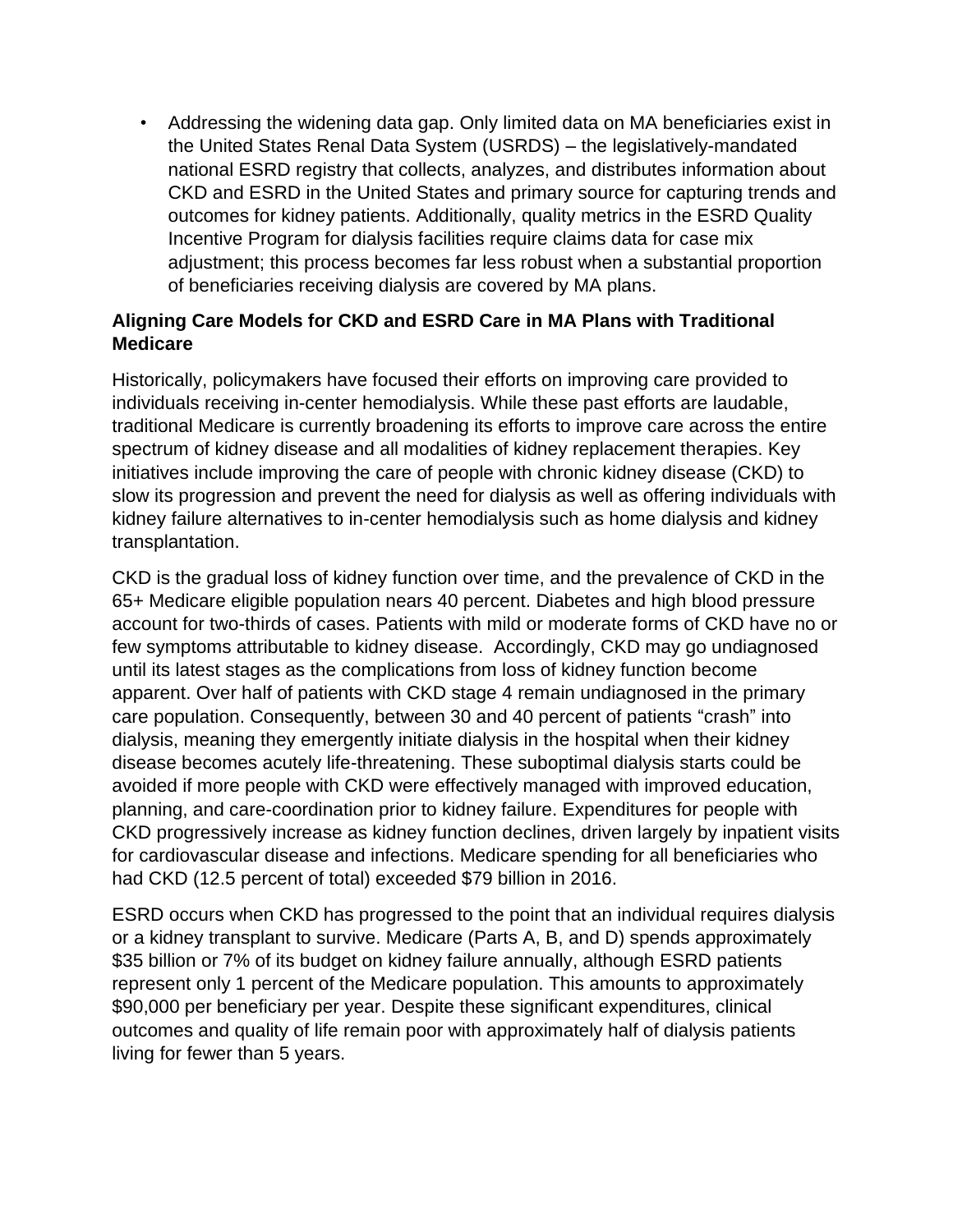- Addressing the widening data gap. Only limited data on MA beneficiaries exist in the United States Renal Data System (USRDS) – the legislatively-mandated national ESRD registry that collects, analyzes, and distributes information about CKD and ESRD in the United States and primary source for capturing trends and outcomes for kidney patients. Additionally, quality metrics in the ESRD Quality Incentive Program for dialysis facilities require claims data for case mix adjustment; this process becomes far less robust when a substantial proportion of beneficiaries receiving dialysis are covered by MA plans.

**Aligning Care Models for CKD and ESRD Care in MA Plans with Traditional Medicare**

Historically, policymakers have focused their efforts on improving care provided to individuals receiving in-center hemodialysis. While these past efforts are laudable, traditional Medicare is currently broadening its efforts to improve care across the entire spectrum of kidney disease and all modalities of kidney replacement therapies. Key initiatives include improving the care of people with chronic kidney disease (CKD) to slow its progression and prevent the need for dialysis as well as offering individuals with kidney failure alternatives to in-center hemodialysis such as home dialysis and kidney transplantation.

CKD is the gradual loss of kidney function over time, and the prevalence of CKD in the 65+ Medicare eligible population nears 40 percent. Diabetes and high blood pressure account for two-thirds of cases. Patients with mild or moderate forms of CKD have no or few symptoms attributable to kidney disease. Accordingly, CKD may go undiagnosed until its latest stages as the complications from loss of kidney function become apparent. Over half of patients with CKD stage 4 remain undiagnosed in the primary care population. Consequently, between 30 and 40 percent of patients "crash" into dialysis, meaning they emergently initiate dialysis in the hospital when their kidney disease becomes acutely life-threatening. These suboptimal dialysis starts could be avoided if more people with CKD were effectively managed with improved education, planning, and care-coordination prior to kidney failure. Expenditures for people with CKD progressively increase as kidney function declines, driven largely by inpatient visits for cardiovascular disease and infections. Medicare spending for all beneficiaries who had CKD (12.5 percent of total) exceeded $79 billion in 2016.

ESRD occurs when CKD has progressed to the point that an individual requires dialysis or a kidney transplant to survive. Medicare (Parts A, B, and D) spends approximately $35 billion or 7% of its budget on kidney failure annually, although ESRD patients represent only 1 percent of the Medicare population. This amounts to approximately $90,000 per beneficiary per year. Despite these significant expenditures, clinical outcomes and quality of life remain poor with approximately half of dialysis patients living for fewer than 5 years.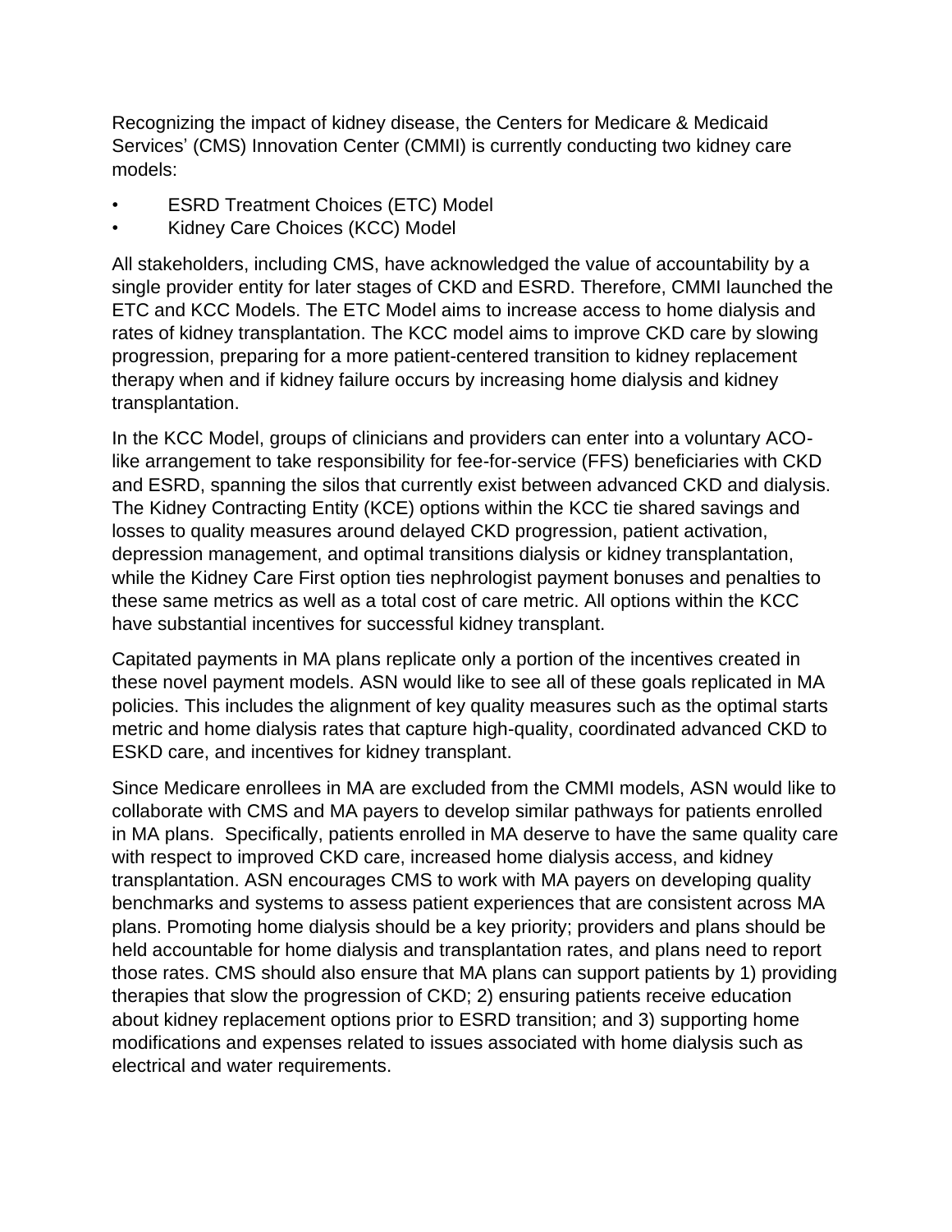Recognizing the impact of kidney disease, the Centers for Medicare & Medicaid Services' (CMS) Innovation Center (CMMI) is currently conducting two kidney care models:

- ESRD Treatment Choices (ETC) Model
- Kidney Care Choices (KCC) Model

All stakeholders, including CMS, have acknowledged the value of accountability by a single provider entity for later stages of CKD and ESRD. Therefore, CMMI launched the ETC and KCC Models. The ETC Model aims to increase access to home dialysis and rates of kidney transplantation. The KCC model aims to improve CKD care by slowing progression, preparing for a more patient-centered transition to kidney replacement therapy when and if kidney failure occurs by increasing home dialysis and kidney transplantation.

In the KCC Model, groups of clinicians and providers can enter into a voluntary ACO-like arrangement to take responsibility for fee-for-service (FFS) beneficiaries with CKD and ESRD, spanning the silos that currently exist between advanced CKD and dialysis. The Kidney Contracting Entity (KCE) options within the KCC tie shared savings and losses to quality measures around delayed CKD progression, patient activation, depression management, and optimal transitions dialysis or kidney transplantation, while the Kidney Care First option ties nephrologist payment bonuses and penalties to these same metrics as well as a total cost of care metric. All options within the KCC have substantial incentives for successful kidney transplant.

Capitated payments in MA plans replicate only a portion of the incentives created in these novel payment models. ASN would like to see all of these goals replicated in MA policies. This includes the alignment of key quality measures such as the optimal starts metric and home dialysis rates that capture high-quality, coordinated advanced CKD to ESKD care, and incentives for kidney transplant.

Since Medicare enrollees in MA are excluded from the CMMI models, ASN would like to collaborate with CMS and MA payers to develop similar pathways for patients enrolled in MA plans. Specifically, patients enrolled in MA deserve to have the same quality care with respect to improved CKD care, increased home dialysis access, and kidney transplantation. ASN encourages CMS to work with MA payers on developing quality benchmarks and systems to assess patient experiences that are consistent across MA plans. Promoting home dialysis should be a key priority; providers and plans should be held accountable for home dialysis and transplantation rates, and plans need to report those rates. CMS should also ensure that MA plans can support patients by 1) providing therapies that slow the progression of CKD; 2) ensuring patients receive education about kidney replacement options prior to ESRD transition; and 3) supporting home modifications and expenses related to issues associated with home dialysis such as electrical and water requirements.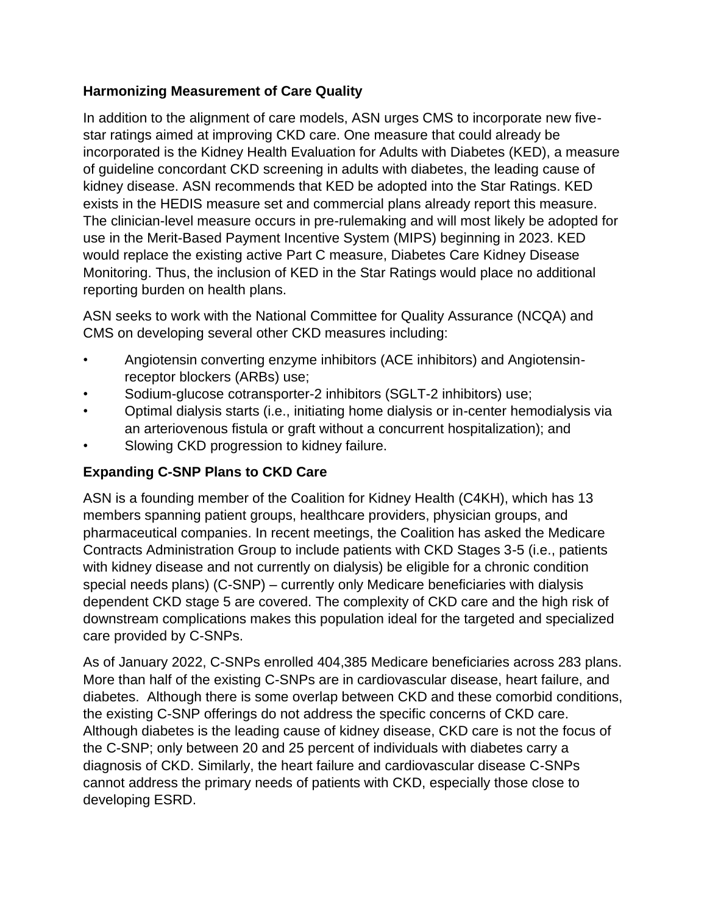**Harmonizing Measurement of Care Quality**

In addition to the alignment of care models, ASN urges CMS to incorporate new five-star ratings aimed at improving CKD care. One measure that could already be incorporated is the Kidney Health Evaluation for Adults with Diabetes (KED), a measure of guideline concordant CKD screening in adults with diabetes, the leading cause of kidney disease. ASN recommends that KED be adopted into the Star Ratings. KED exists in the HEDIS measure set and commercial plans already report this measure. The clinician-level measure occurs in pre-rulemaking and will most likely be adopted for use in the Merit-Based Payment Incentive System (MIPS) beginning in 2023. KED would replace the existing active Part C measure, Diabetes Care Kidney Disease Monitoring. Thus, the inclusion of KED in the Star Ratings would place no additional reporting burden on health plans.

ASN seeks to work with the National Committee for Quality Assurance (NCQA) and CMS on developing several other CKD measures including:

- Angiotensin converting enzyme inhibitors (ACE inhibitors) and Angiotensin-receptor blockers (ARBs) use;
- Sodium-glucose cotransporter-2 inhibitors (SGLT-2 inhibitors) use;
- Optimal dialysis starts (i.e., initiating home dialysis or in-center hemodialysis via an arteriovenous fistula or graft without a concurrent hospitalization); and
- Slowing CKD progression to kidney failure.

**Expanding C-SNP Plans to CKD Care**

ASN is a founding member of the Coalition for Kidney Health (C4KH), which has 13 members spanning patient groups, healthcare providers, physician groups, and pharmaceutical companies. In recent meetings, the Coalition has asked the Medicare Contracts Administration Group to include patients with CKD Stages 3-5 (i.e., patients with kidney disease and not currently on dialysis) be eligible for a chronic condition special needs plans) (C-SNP) – currently only Medicare beneficiaries with dialysis dependent CKD stage 5 are covered. The complexity of CKD care and the high risk of downstream complications makes this population ideal for the targeted and specialized care provided by C-SNPs.

As of January 2022, C-SNPs enrolled 404,385 Medicare beneficiaries across 283 plans. More than half of the existing C-SNPs are in cardiovascular disease, heart failure, and diabetes. Although there is some overlap between CKD and these comorbid conditions, the existing C-SNP offerings do not address the specific concerns of CKD care. Although diabetes is the leading cause of kidney disease, CKD care is not the focus of the C-SNP; only between 20 and 25 percent of individuals with diabetes carry a diagnosis of CKD. Similarly, the heart failure and cardiovascular disease C-SNPs cannot address the primary needs of patients with CKD, especially those close to developing ESRD.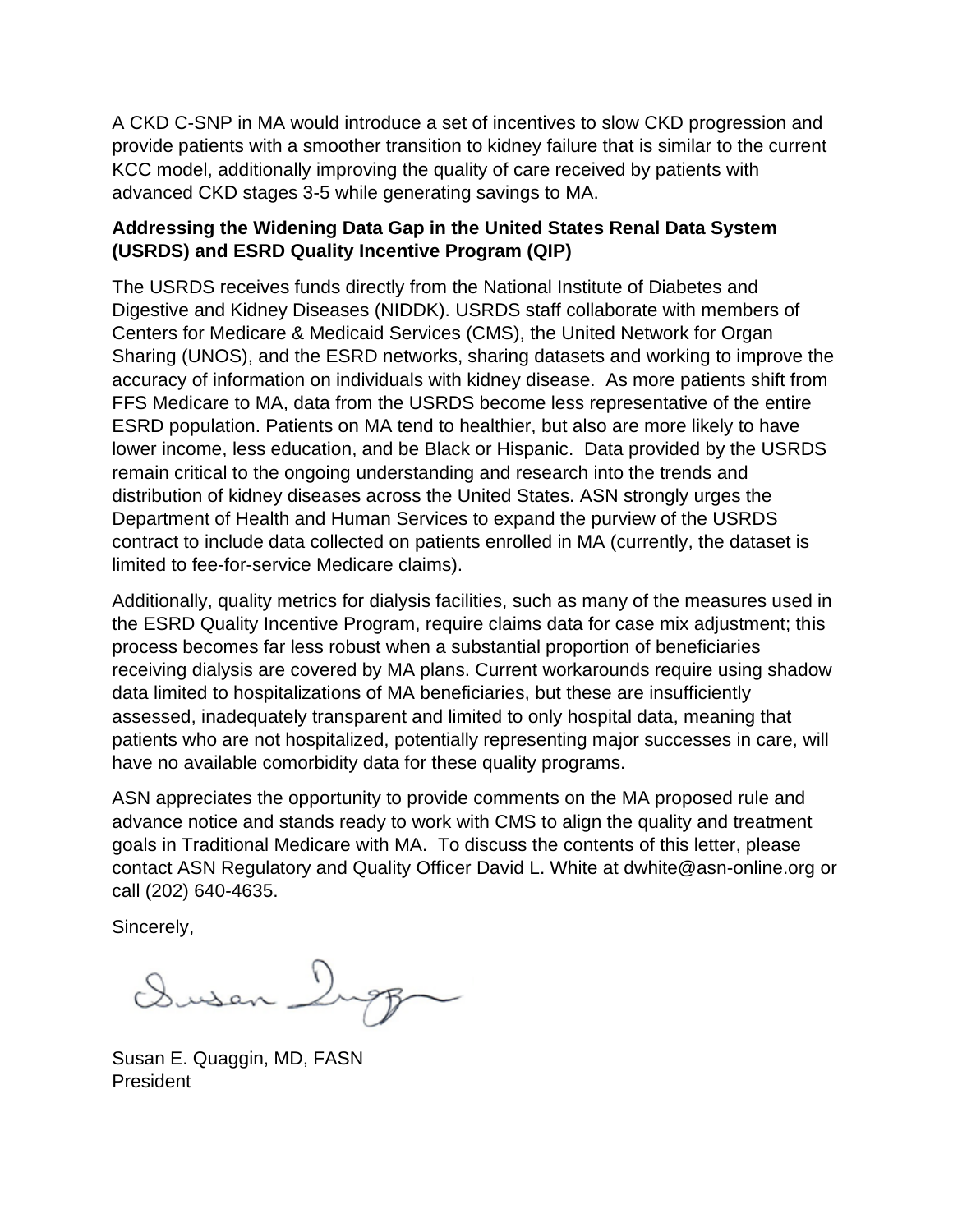A CKD C-SNP in MA would introduce a set of incentives to slow CKD progression and provide patients with a smoother transition to kidney failure that is similar to the current KCC model, additionally improving the quality of care received by patients with advanced CKD stages 3-5 while generating savings to MA.

**Addressing the Widening Data Gap in the United States Renal Data System (USRDS) and ESRD Quality Incentive Program (QIP)**

The USRDS receives funds directly from the National Institute of Diabetes and Digestive and Kidney Diseases (NIDDK). USRDS staff collaborate with members of Centers for Medicare & Medicaid Services (CMS), the United Network for Organ Sharing (UNOS), and the ESRD networks, sharing datasets and working to improve the accuracy of information on individuals with kidney disease. As more patients shift from FFS Medicare to MA, data from the USRDS become less representative of the entire ESRD population. Patients on MA tend to healthier, but also are more likely to have lower income, less education, and be Black or Hispanic. Data provided by the USRDS remain critical to the ongoing understanding and research into the trends and distribution of kidney diseases across the United States. ASN strongly urges the Department of Health and Human Services to expand the purview of the USRDS contract to include data collected on patients enrolled in MA (currently, the dataset is limited to fee-for-service Medicare claims).

Additionally, quality metrics for dialysis facilities, such as many of the measures used in the ESRD Quality Incentive Program, require claims data for case mix adjustment; this process becomes far less robust when a substantial proportion of beneficiaries receiving dialysis are covered by MA plans. Current workarounds require using shadow data limited to hospitalizations of MA beneficiaries, but these are insufficiently assessed, inadequately transparent and limited to only hospital data, meaning that patients who are not hospitalized, potentially representing major successes in care, will have no available comorbidity data for these quality programs.

ASN appreciates the opportunity to provide comments on the MA proposed rule and advance notice and stands ready to work with CMS to align the quality and treatment goals in Traditional Medicare with MA. To discuss the contents of this letter, please contact ASN Regulatory and Quality Officer David L. White at dwhite@asn-online.org or call (202) 640-4635.

Sincerely,

Susan E. Quaggin, MD, FASN
President